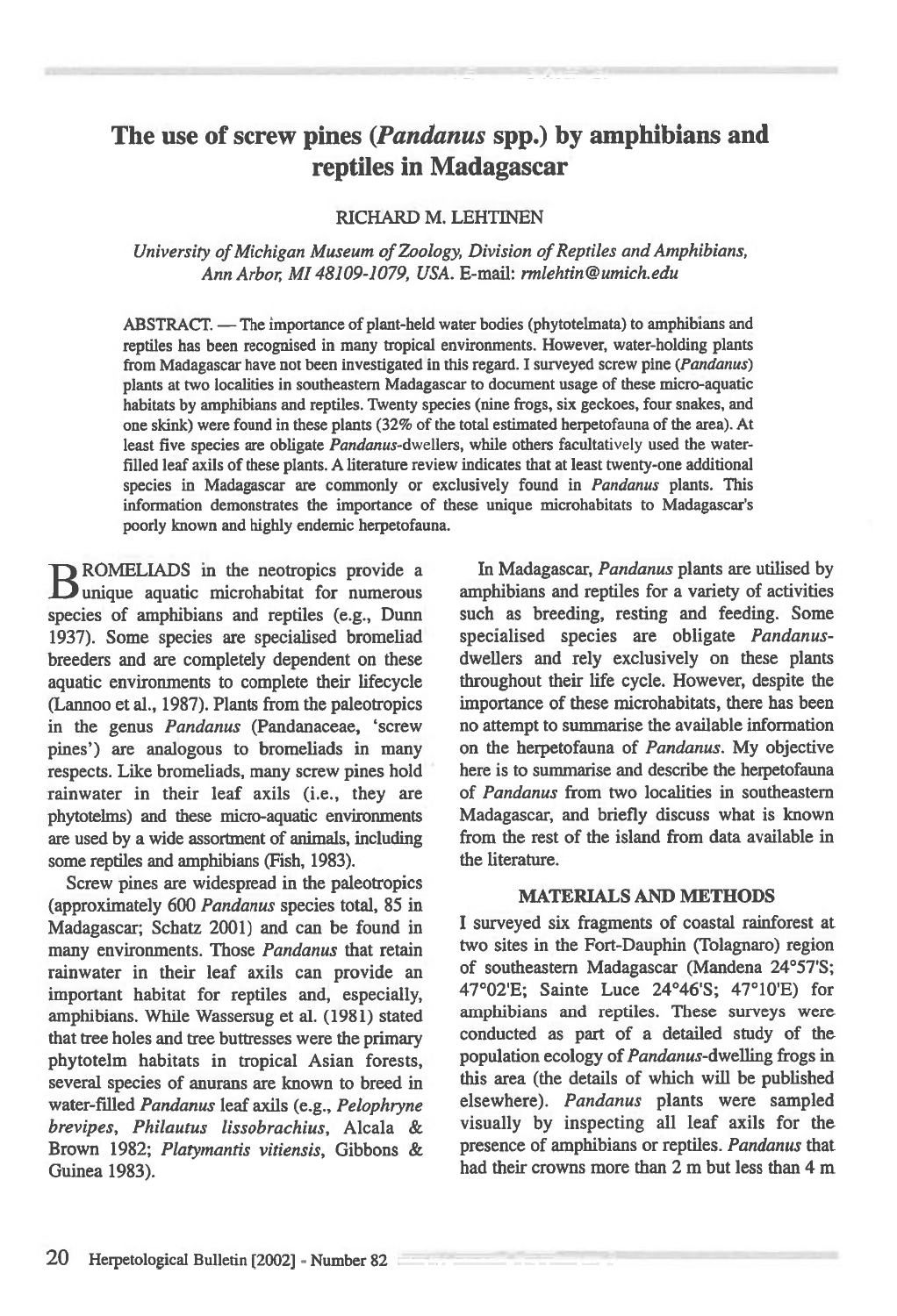# The use of screw pines (*Pandanus* spp.) by amphibians and reptiles in Madagascar

RICHARD M. LEHTINEN

*University of Michigan Museum of Zoology, Division of Reptiles and Amphibians, Ann Arbor, MI 48109-1079, USA.* E-mail: *rmlehtin@umich.edu*

ABSTRACT. — The importance of plant-held water bodies (phytotelmata) to amphibians and reptiles has been recognised in many tropical environments. However, water-holding plants from Madagascar have not been investigated in this regard. I surveyed screw pine (*Pandanus*) plants at two localities in southeastern Madagascar to document usage of these micro-aquatic habitats by amphibians and reptiles. Twenty species (nine frogs, six geckoes, four snakes, and one skink) were found in these plants (32% of the total estimated herpetofauna of the area). At least five species are obligate *Pandanus*-dwellers, while others facultatively used the water-filled leaf axils of these plants. A literature review indicates that at least twenty-one additional species in Madagascar are commonly or exclusively found in *Pandanus* plants. This information demonstrates the importance of these unique microhabitats to Madagascar's poorly known and highly endemic herpetofauna.

BROMELIADS in the neotropics provide a unique aquatic microhabitat for numerous species of amphibians and reptiles (e.g., Dunn 1937). Some species are specialised bromeliad breeders and are completely dependent on these aquatic environments to complete their lifecycle (Lannoo et al., 1987). Plants from the paleotropics in the genus *Pandanus* (Pandanaceae, 'screw pines') are analogous to bromeliads in many respects. Like bromeliads, many screw pines hold rainwater in their leaf axils (i.e., they are phytotelms) and these micro-aquatic environments are used by a wide assortment of animals, including some reptiles and amphibians (Fish, 1983).

Screw pines are widespread in the paleotropics (approximately 600 *Pandanus* species total, 85 in Madagascar; Schatz 2001) and can be found in many environments. Those *Pandanus* that retain rainwater in their leaf axils can provide an important habitat for reptiles and, especially, amphibians. While Wassersug et al. (1981) stated that tree holes and tree buttresses were the primary phytotelm habitats in tropical Asian forests, several species of anurans are known to breed in water-filled *Pandanus* leaf axils (e.g., *Pelophryne brevipes*, *Philautus lissobrachius*, Alcala & Brown 1982; *Platymantis vitiensis*, Gibbons & Guinea 1983).

In Madagascar, *Pandanus* plants are utilised by amphibians and reptiles for a variety of activities such as breeding, resting and feeding. Some specialised species are obligate *Pandanus*-dwellers and rely exclusively on these plants throughout their life cycle. However, despite the importance of these microhabitats, there has been no attempt to summarise the available information on the herpetofauna of *Pandanus*. My objective here is to summarise and describe the herpetofauna of *Pandanus* from two localities in southeastern Madagascar, and briefly discuss what is known from the rest of the island from data available in the literature.

## MATERIALS AND METHODS

I surveyed six fragments of coastal rainforest at two sites in the Fort-Dauphin (Tolagnaro) region of southeastern Madagascar (Mandena 24°57'S; 47°02'E; Sainte Luce 24°46'S; 47°10'E) for amphibians and reptiles. These surveys were conducted as part of a detailed study of the population ecology of *Pandanus*-dwelling frogs in this area (the details of which will be published elsewhere). *Pandanus* plants were sampled visually by inspecting all leaf axils for the presence of amphibians or reptiles. *Pandanus* that had their crowns more than 2 m but less than 4 m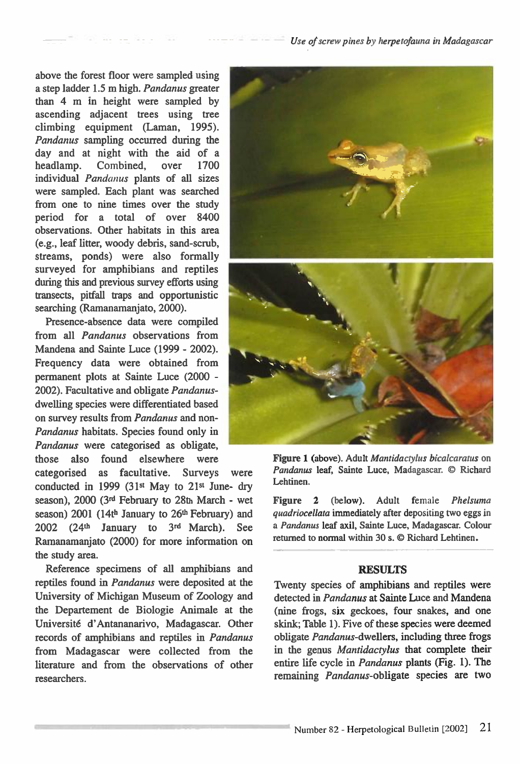above the forest floor were sampled using a step ladder 1.5 m high. *Pandanus* greater than 4 m in height were sampled by ascending adjacent trees using tree climbing equipment (Laman, 1995). *Pandanus* sampling occurred during the day and at night with the aid of a headlamp. Combined, over 1700 individual *Pandanus* plants of all sizes were sampled. Each plant was searched from one to nine times over the study period for a total of over 8400 observations. Other habitats in this area (e.g., leaf litter, woody debris, sand-scrub, streams, ponds) were also formally surveyed for amphibians and reptiles during this and previous survey efforts using transects, pitfall traps and opportunistic searching (Ramanamanjato, 2000).

Presence-absence data were compiled from all *Pandanus* observations from Mandena and Sainte Luce (1999 - 2002). Frequency data were obtained from permanent plots at Sainte Luce (2000 - 2002). Facultative and obligate *Pandanus*-dwelling species were differentiated based on survey results from *Pandanus* and non-*Pandanus* habitats. Species found only in *Pandanus* were categorised as obligate, those also found elsewhere were categorised as facultative. Surveys were conducted in 1999 (31st May to 21st June- dry season), 2000 (3rd February to 28th March - wet season) 2001 (14th January to 26th February) and 2002 (24th January to 3rd March). See Ramanamanjato (2000) for more information on the study area.

Reference specimens of all amphibians and reptiles found in *Pandanus* were deposited at the University of Michigan Museum of Zoology and the Departement de Biologie Animale at the Université d'Antananarivo, Madagascar. Other records of amphibians and reptiles in *Pandanus* from Madagascar were collected from the literature and from the observations of other researchers.

**Figure 1** (above). Adult *Mantidactylus bicalcaratus* on *Pandanus* leaf, Sainte Luce, Madagascar. © Richard Lehtinen.

**Figure 2** (below). Adult female *Phelsuma quadriocellata* immediately after depositing two eggs in a *Pandanus* leaf axil, Sainte Luce, Madagascar. Colour returned to normal within 30 s. © Richard Lehtinen.

## RESULTS

Twenty species of amphibians and reptiles were detected in *Pandanus* at Sainte Luce and Mandena (nine frogs, six geckoes, four snakes, and one skink; Table 1). Five of these species were deemed obligate *Pandanus*-dwellers, including three frogs in the genus *Mantidactylus* that complete their entire life cycle in *Pandanus* plants (Fig. 1). The remaining *Pandanus*-obligate species are two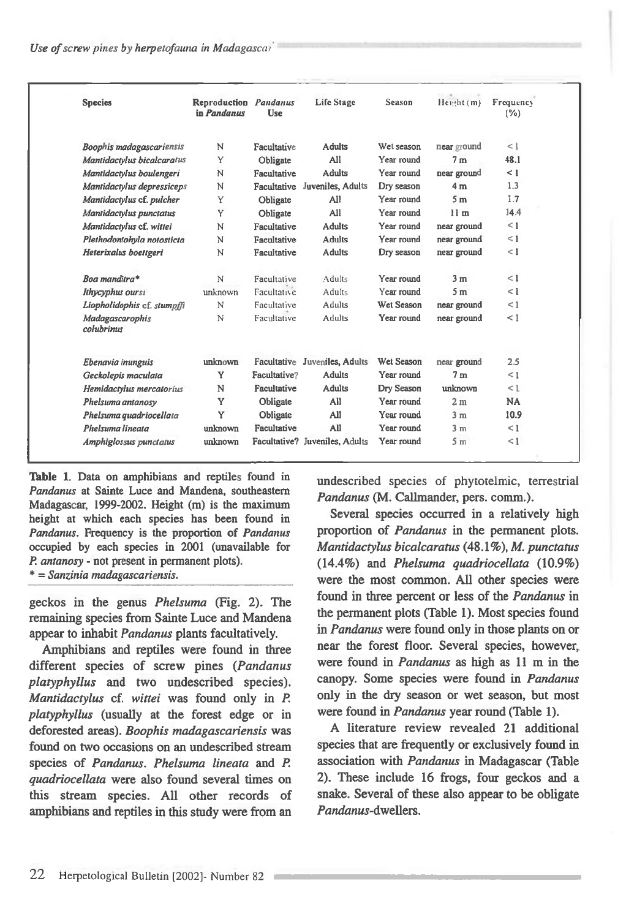| Species | Reproduction in *Pandanus* | *Pandanus* Use | Life Stage | Season | Height (m) | Frequency (%) |
|---|---|---|---|---|---|---|
| *Boophis madagascariensis* | N | Facultative | Adults | Wet season | near ground | < 1 |
| *Mantidactylus bicalcaratus* | Y | Obligate | All | Year round | 7 m | 48.1 |
| *Mantidactylus boulengeri* | N | Facultative | Adults | Year round | near ground | < 1 |
| *Mantidactylus depressiceps* | N | Facultative | Juveniles, Adults | Dry season | 4 m | 1.3 |
| *Mantidactylus* cf. *pulcher* | Y | Obligate | All | Year round | 5 m | 1.7 |
| *Mantidactylus punctatus* | Y | Obligate | All | Year round | 11 m | 14.4 |
| *Mantidactylus* cf. *wittei* | N | Facultative | Adults | Year round | near ground | < 1 |
| *Plethodontohyla notosticta* | N | Facultative | Adults | Year round | near ground | < 1 |
| *Heterixalus boettgeri* | N | Facultative | Adults | Dry season | near ground | < 1 |
| *Boa manditra** | N | Facultative | Adults | Year round | 3 m | < 1 |
| *Ithycyphus oursi* | unknown | Facultative | Adults | Year round | 5 m | < 1 |
| *Liopholidophis* cf. *stumpffi* | N | Facultative | Adults | Wet Season | near ground | < 1 |
| *Madagascarophis colubrinus* | N | Facultative | Adults | Year round | near ground | < 1 |
| *Ebenavia inunguis* | unknown | Facultative | Juveniles, Adults | Wet Season | near ground | 2.5 |
| *Geckolepis maculata* | Y | Facultative? | Adults | Year round | 7 m | < 1 |
| *Hemidactylus mercatorius* | N | Facultative | Adults | Dry Season | unknown | < 1 |
| *Phelsuma antanosy* | Y | Obligate | All | Year round | 2 m | NA |
| *Phelsuma quadriocellata* | Y | Obligate | All | Year round | 3 m | 10.9 |
| *Phelsuma lineata* | unknown | Facultative | All | Year round | 3 m | < 1 |
| *Amphiglossus punctatus* | unknown | Facultative? | Juveniles, Adults | Year round | 5 m | < 1 |

**Table 1.** Data on amphibians and reptiles found in *Pandanus* at Sainte Luce and Mandena, southeastern Madagascar, 1999-2002. Height (m) is the maximum height at which each species has been found in *Pandanus*. Frequency is the proportion of *Pandanus* occupied by each species in 2001 (unavailable for *P. antanosy* - not present in permanent plots).
* = *Sanzinia madagascariensis.*

geckos in the genus *Phelsuma* (Fig. 2). The remaining species from Sainte Luce and Mandena appear to inhabit *Pandanus* plants facultatively.

Amphibians and reptiles were found in three different species of screw pines (*Pandanus platyphyllus* and two undescribed species). *Mantidactylus* cf. *wittei* was found only in *P. platyphyllus* (usually at the forest edge or in deforested areas). *Boophis madagascariensis* was found on two occasions on an undescribed stream species of *Pandanus*. *Phelsuma lineata* and *P. quadriocellata* were also found several times on this stream species. All other records of amphibians and reptiles in this study were from an undescribed species of phytotelmic, terrestrial *Pandanus* (M. Callmander, pers. comm.).

Several species occurred in a relatively high proportion of *Pandanus* in the permanent plots. *Mantidactylus bicalcaratus* (48.1%), *M. punctatus* (14.4%) and *Phelsuma quadriocellata* (10.9%) were the most common. All other species were found in three percent or less of the *Pandanus* in the permanent plots (Table 1). Most species found in *Pandanus* were found only in those plants on or near the forest floor. Several species, however, were found in *Pandanus* as high as 11 m in the canopy. Some species were found in *Pandanus* only in the dry season or wet season, but most were found in *Pandanus* year round (Table 1).

A literature review revealed 21 additional species that are frequently or exclusively found in association with *Pandanus* in Madagascar (Table 2). These include 16 frogs, four geckos and a snake. Several of these also appear to be obligate *Pandanus*-dwellers.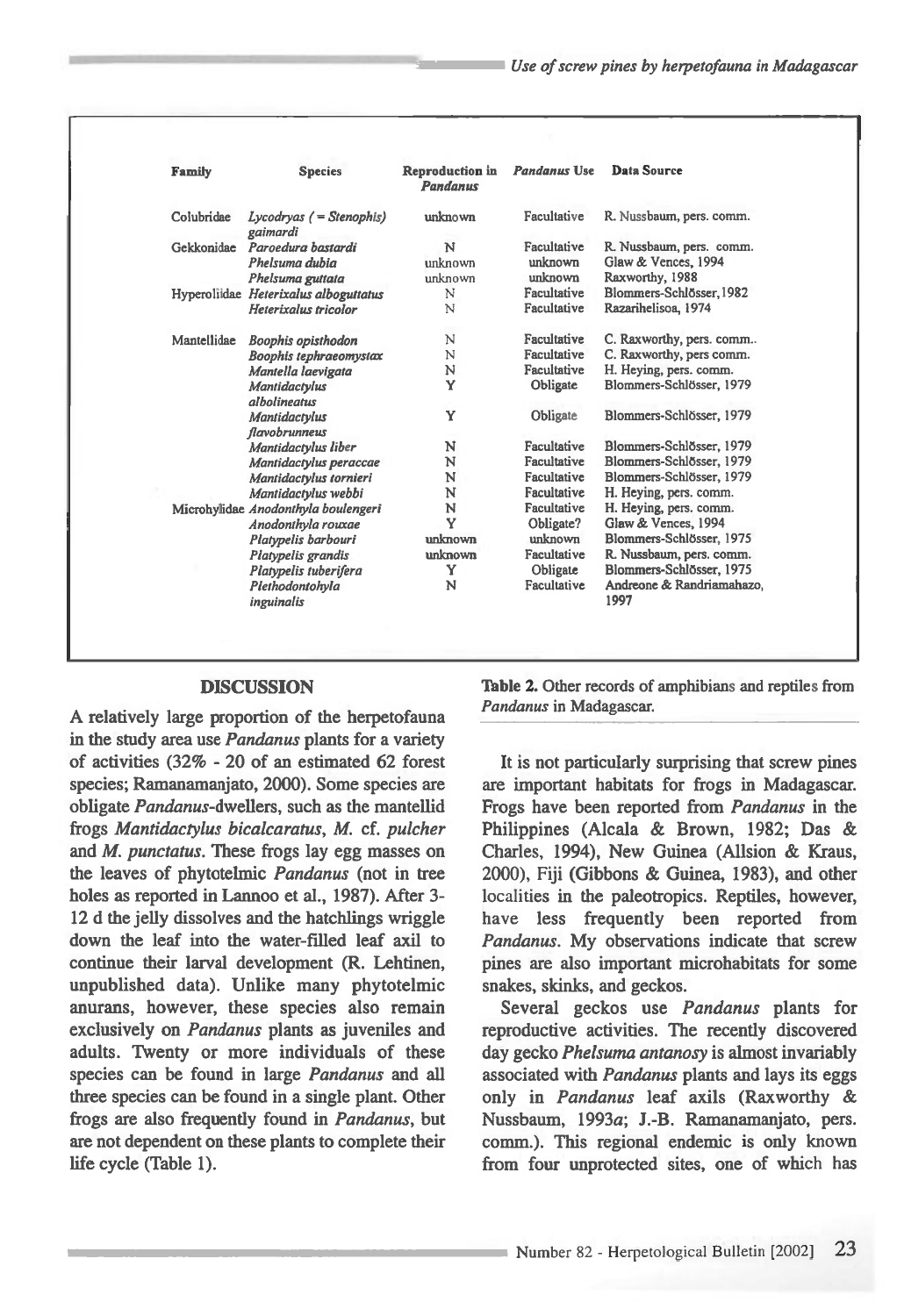| Family | Species | Reproduction in *Pandanus* | *Pandanus* Use | Data Source |
|---|---|---|---|---|
| Colubridae | *Lycodryas (= Stenophis) gaimardi* | unknown | Facultative | R. Nussbaum, pers. comm. |
| Gekkonidae | *Paroedura bastardi* | N | Facultative | R. Nussbaum, pers. comm. |
| | *Phelsuma dubia* | unknown | unknown | Glaw & Vences, 1994 |
| | *Phelsuma guttata* | unknown | unknown | Raxworthy, 1988 |
| Hyperoliidae | *Heterixalus alboguttatus* | N | Facultative | Blommers-Schlösser, 1982 |
| | *Heterixalus tricolor* | N | Facultative | Razarihelisoa, 1974 |
| Mantellidae | *Boophis opisthodon* | N | Facultative | C. Raxworthy, pers. comm.. |
| | *Boophis tephraeomystax* | N | Facultative | C. Raxworthy, pers comm. |
| | *Mantella laevigata* | N | Facultative | H. Heying, pers. comm. |
| | *Mantidactylus albolineatus* | Y | Obligate | Blommers-Schlösser, 1979 |
| | *Mantidactylus flavobrunneus* | Y | Obligate | Blommers-Schlösser, 1979 |
| | *Mantidactylus liber* | N | Facultative | Blommers-Schlösser, 1979 |
| | *Mantidactylus peraccae* | N | Facultative | Blommers-Schlösser, 1979 |
| | *Mantidactylus tornieri* | N | Facultative | Blommers-Schlösser, 1979 |
| | *Mantidactylus webbi* | N | Facultative | H. Heying, pers. comm. |
| Microhylidae | *Anodonthyla boulengeri* | N | Facultative | H. Heying, pers. comm. |
| | *Anodonthyla rouxae* | Y | Obligate? | Glaw & Vences, 1994 |
| | *Platypelis barbouri* | unknown | unknown | Blommers-Schlösser, 1975 |
| | *Platypelis grandis* | unknown | Facultative | R. Nussbaum, pers. comm. |
| | *Platypelis tuberifera* | Y | Obligate | Blommers-Schlösser, 1975 |
| | *Plethodontohyla inguinalis* | N | Facultative | Andreone & Randriamahazo, 1997 |

**Table 2.** Other records of amphibians and reptiles from *Pandanus* in Madagascar.

## DISCUSSION

A relatively large proportion of the herpetofauna in the study area use *Pandanus* plants for a variety of activities (32% - 20 of an estimated 62 forest species; Ramanamanjato, 2000). Some species are obligate *Pandanus*-dwellers, such as the mantellid frogs *Mantidactylus bicalcaratus*, *M.* cf. *pulcher* and *M. punctatus*. These frogs lay egg masses on the leaves of phytotelmic *Pandanus* (not in tree holes as reported in Lannoo et al., 1987). After 3-12 d the jelly dissolves and the hatchlings wriggle down the leaf into the water-filled leaf axil to continue their larval development (R. Lehtinen, unpublished data). Unlike many phytotelmic anurans, however, these species also remain exclusively on *Pandanus* plants as juveniles and adults. Twenty or more individuals of these species can be found in large *Pandanus* and all three species can be found in a single plant. Other frogs are also frequently found in *Pandanus*, but are not dependent on these plants to complete their life cycle (Table 1).

It is not particularly surprising that screw pines are important habitats for frogs in Madagascar. Frogs have been reported from *Pandanus* in the Philippines (Alcala & Brown, 1982; Das & Charles, 1994), New Guinea (Allsion & Kraus, 2000), Fiji (Gibbons & Guinea, 1983), and other localities in the paleotropics. Reptiles, however, have less frequently been reported from *Pandanus*. My observations indicate that screw pines are also important microhabitats for some snakes, skinks, and geckos.

Several geckos use *Pandanus* plants for reproductive activities. The recently discovered day gecko *Phelsuma antanosy* is almost invariably associated with *Pandanus* plants and lays its eggs only in *Pandanus* leaf axils (Raxworthy & Nussbaum, 1993*a*; J.-B. Ramanamanjato, pers. comm.). This regional endemic is only known from four unprotected sites, one of which has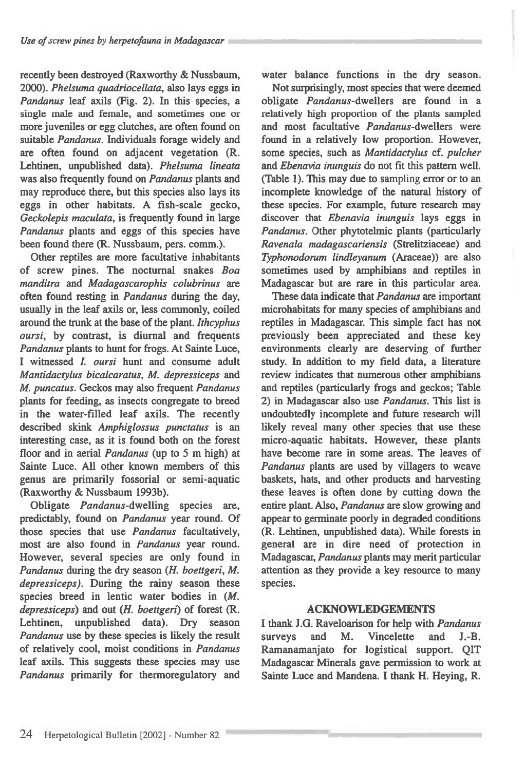recently been destroyed (Raxworthy & Nussbaum, 2000). *Phelsuma quadriocellata*, also lays eggs in *Pandanus* leaf axils (Fig. 2). In this species, a single male and female, and sometimes one or more juveniles or egg clutches, are often found on suitable *Pandanus*. Individuals forage widely and are often found on adjacent vegetation (R. Lehtinen, unpublished data). *Phelsuma lineata* was also frequently found on *Pandanus* plants and may reproduce there, but this species also lays its eggs in other habitats. A fish-scale gecko, *Geckolepis maculata*, is frequently found in large *Pandanus* plants and eggs of this species have been found there (R. Nussbaum, pers. comm.).

Other reptiles are more facultative inhabitants of screw pines. The nocturnal snakes *Boa manditra* and *Madagascarophis colubrinus* are often found resting in *Pandanus* during the day, usually in the leaf axils or, less commonly, coiled around the trunk at the base of the plant. *Ithcyphus oursi*, by contrast, is diurnal and frequents *Pandanus* plants to hunt for frogs. At Sainte Luce, I witnessed *I. oursi* hunt and consume adult *Mantidactylus bicalcaratus*, *M. depressiceps* and *M. puncatus*. Geckos may also frequent *Pandanus* plants for feeding, as insects congregate to breed in the water-filled leaf axils. The recently described skink *Amphiglossus punctatus* is an interesting case, as it is found both on the forest floor and in aerial *Pandanus* (up to 5 m high) at Sainte Luce. All other known members of this genus are primarily fossorial or semi-aquatic (Raxworthy & Nussbaum 1993b).

Obligate *Pandanus*-dwelling species are, predictably, found on *Pandanus* year round. Of those species that use *Pandanus* facultatively, most are also found in *Pandanus* year round. However, several species are only found in *Pandanus* during the dry season (*H. boettgeri*, *M. depressiceps*). During the rainy season these species breed in lentic water bodies in (*M. depressiceps*) and out (*H. boettgeri*) of forest (R. Lehtinen, unpublished data). Dry season *Pandanus* use by these species is likely the result of relatively cool, moist conditions in *Pandanus* leaf axils. This suggests these species may use *Pandanus* primarily for thermoregulatory and water balance functions in the dry season.

Not surprisingly, most species that were deemed obligate *Pandanus*-dwellers are found in a relatively high proportion of the plants sampled and most facultative *Pandanus*-dwellers were found in a relatively low proportion. However, some species, such as *Mantidactylus* cf. *pulcher* and *Ebenavia inunguis* do not fit this pattern well. (Table 1). This may due to sampling error or to an incomplete knowledge of the natural history of these species. For example, future research may discover that *Ebenavia inunguis* lays eggs in *Pandanus*. Other phytotelmic plants (particularly *Ravenala madagascariensis* (Strelitziaceae) and *Typhonodorum lindleyanum* (Araceae)) are also sometimes used by amphibians and reptiles in Madagascar but are rare in this particular area.

These data indicate that *Pandanus* are important microhabitats for many species of amphibians and reptiles in Madagascar. This simple fact has not previously been appreciated and these key environments clearly are deserving of further study. In addition to my field data, a literature review indicates that numerous other amphibians and reptiles (particularly frogs and geckos; Table 2) in Madagascar also use *Pandanus*. This list is undoubtedly incomplete and future research will likely reveal many other species that use these micro-aquatic habitats. However, these plants have become rare in some areas. The leaves of *Pandanus* plants are used by villagers to weave baskets, hats, and other products and harvesting these leaves is often done by cutting down the entire plant. Also, *Pandanus* are slow growing and appear to germinate poorly in degraded conditions (R. Lehtinen, unpublished data). While forests in general are in dire need of protection in Madagascar, *Pandanus* plants may merit particular attention as they provide a key resource to many species.

## ACKNOWLEDGEMENTS

I thank J.G. Raveloarison for help with *Pandanus* surveys and M. Vincelette and J.-B. Ramanamanjato for logistical support. QIT Madagascar Minerals gave permission to work at Sainte Luce and Mandena. I thank H. Heying, R.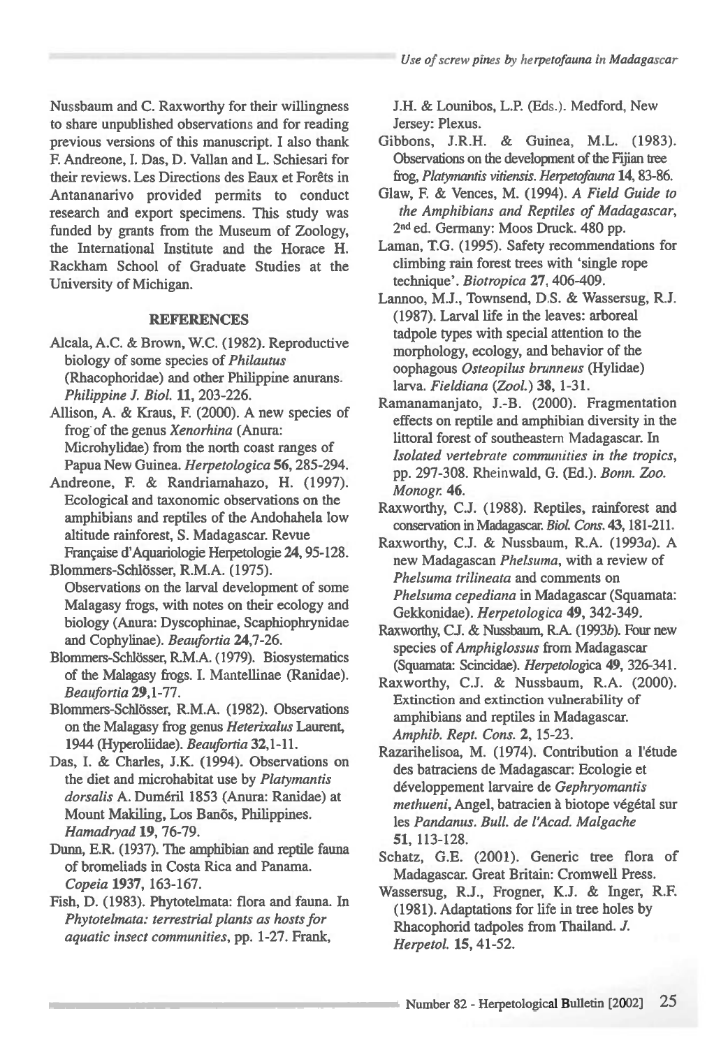Nussbaum and C. Raxworthy for their willingness to share unpublished observations and for reading previous versions of this manuscript. I also thank F. Andreone, I. Das, D. Vallan and L. Schiesari for their reviews. Les Directions des Eaux et Forêts in Antananarivo provided permits to conduct research and export specimens. This study was funded by grants from the Museum of Zoology, the International Institute and the Horace H. Rackham School of Graduate Studies at the University of Michigan.

## REFERENCES

Alcala, A.C. & Brown, W.C. (1982). Reproductive biology of some species of *Philautus* (Rhacophoridae) and other Philippine anurans. *Philippine J. Biol.* **11**, 203-226.

Allison, A. & Kraus, F. (2000). A new species of frog of the genus *Xenorhina* (Anura: Microhylidae) from the north coast ranges of Papua New Guinea. *Herpetologica* **56**, 285-294.

Andreone, F. & Randriamahazo, H. (1997). Ecological and taxonomic observations on the amphibians and reptiles of the Andohahela low altitude rainforest, S. Madagascar. Revue Française d'Aquariologie Herpetologie **24**, 95-128.

Blommers-Schlösser, R.M.A. (1975). Observations on the larval development of some Malagasy frogs, with notes on their ecology and biology (Anura: Dyscophinae, Scaphiophrynidae and Cophylinae). *Beaufortia* **24**,7-26.

Blommers-Schlösser, R.M.A. (1979). Biosystematics of the Malagasy frogs. I. Mantellinae (Ranidae). *Beaufortia* **29**,1-77.

Blommers-Schlösser, R.M.A. (1982). Observations on the Malagasy frog genus *Heterixalus* Laurent, 1944 (Hyperoliidae). *Beaufortia* **32**,1-11.

Das, I. & Charles, J.K. (1994). Observations on the diet and microhabitat use by *Platymantis dorsalis* A. Duméril 1853 (Anura: Ranidae) at Mount Makiling, Los Banõs, Philippines. *Hamadryad* **19**, 76-79.

Dunn, E.R. (1937). The amphibian and reptile fauna of bromeliads in Costa Rica and Panama. *Copeia* **1937**, 163-167.

Fish, D. (1983). Phytotelmata: flora and fauna. In *Phytotelmata: terrestrial plants as hosts for aquatic insect communities*, pp. 1-27. Frank, J.H. & Lounibos, L.P. (Eds.). Medford, New Jersey: Plexus.

Gibbons, J.R.H. & Guinea, M.L. (1983). Observations on the development of the Fijian tree frog, *Platymantis vitiensis*. *Herpetofauna* **14**, 83-86.

Glaw, F. & Vences, M. (1994). *A Field Guide to the Amphibians and Reptiles of Madagascar*, 2nd ed. Germany: Moos Druck. 480 pp.

Laman, T.G. (1995). Safety recommendations for climbing rain forest trees with 'single rope technique'. *Biotropica* **27**, 406-409.

Lannoo, M.J., Townsend, D.S. & Wassersug, R.J. (1987). Larval life in the leaves: arboreal tadpole types with special attention to the morphology, ecology, and behavior of the oophagous *Osteopilus brunneus* (Hylidae) larva. *Fieldiana (Zool.)* **38**, 1-31.

Ramanamanjato, J.-B. (2000). Fragmentation effects on reptile and amphibian diversity in the littoral forest of southeastern Madagascar. In *Isolated vertebrate communities in the tropics*, pp. 297-308. Rheinwald, G. (Ed.). *Bonn. Zoo. Monogr.* **46**.

Raxworthy, C.J. (1988). Reptiles, rainforest and conservation in Madagascar. *Biol. Cons.* **43**, 181-211.

Raxworthy, C.J. & Nussbaum, R.A. (1993*a*). A new Madagascan *Phelsuma*, with a review of *Phelsuma trilineata* and comments on *Phelsuma cepediana* in Madagascar (Squamata: Gekkonidae). *Herpetologica* **49**, 342-349.

Raxworthy, C.J. & Nussbaum, R.A. (1993*b*). Four new species of *Amphiglossus* from Madagascar (Squamata: Scincidae). *Herpetologica* **49**, 326-341.

Raxworthy, C.J. & Nussbaum, R.A. (2000). Extinction and extinction vulnerability of amphibians and reptiles in Madagascar. *Amphib. Rept. Cons.* **2**, 15-23.

Razarihelisoa, M. (1974). Contribution a l'étude des batraciens de Madagascar: Ecologie et développement larvaire de *Gephryomantis methueni*, Angel, batracien à biotope végétal sur les *Pandanus*. *Bull. de l'Acad. Malgache* **51**, 113-128.

Schatz, G.E. (2001). Generic tree flora of Madagascar. Great Britain: Cromwell Press.

Wassersug, R.J., Frogner, K.J. & Inger, R.F. (1981). Adaptations for life in tree holes by Rhacophorid tadpoles from Thailand. *J. Herpetol.* **15**, 41-52.